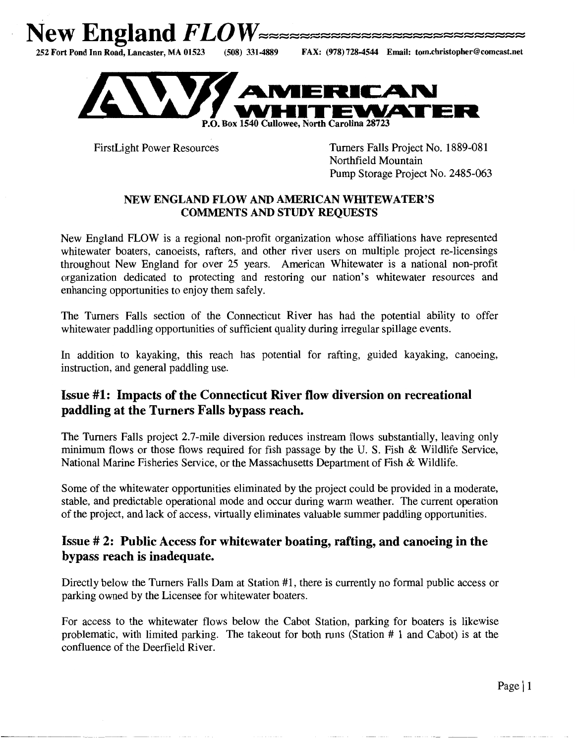# New England *FLOW*

252 Fort Pond Inn Road, Lancaster, MA 01523 (508) 331-4889 FAX: (978) 728-4544 Email: tom.christopher@comcast.net

**AMERICAN WHITEWATER**

P.O. Box 1540 Cullowee, North Carolina 28723

FirstLight Power Resources

Turners Falls Project No. 1889-081
Northfield Mountain
Pump Storage Project No. 2485-063

**NEW ENGLAND FLOW AND AMERICAN WHITEWATER'S COMMENTS AND STUDY REQUESTS**

New England FLOW is a regional non-profit organization whose affiliations have represented whitewater boaters, canoeists, rafters, and other river users on multiple project re-licensings throughout New England for over 25 years. American Whitewater is a national non-profit organization dedicated to protecting and restoring our nation's whitewater resources and enhancing opportunities to enjoy them safely.

The Turners Falls section of the Connecticut River has had the potential ability to offer whitewater paddling opportunities of sufficient quality during irregular spillage events.

In addition to kayaking, this reach has potential for rafting, guided kayaking, canoeing, instruction, and general paddling use.

## Issue #1: Impacts of the Connecticut River flow diversion on recreational paddling at the Turners Falls bypass reach.

The Turners Falls project 2.7-mile diversion reduces instream flows substantially, leaving only minimum flows or those flows required for fish passage by the U. S. Fish & Wildlife Service, National Marine Fisheries Service, or the Massachusetts Department of Fish & Wildlife.

Some of the whitewater opportunities eliminated by the project could be provided in a moderate, stable, and predictable operational mode and occur during warm weather. The current operation of the project, and lack of access, virtually eliminates valuable summer paddling opportunities.

## Issue # 2: Public Access for whitewater boating, rafting, and canoeing in the bypass reach is inadequate.

Directly below the Turners Falls Dam at Station #1, there is currently no formal public access or parking owned by the Licensee for whitewater boaters.

For access to the whitewater flows below the Cabot Station, parking for boaters is likewise problematic, with limited parking. The takeout for both runs (Station # 1 and Cabot) is at the confluence of the Deerfield River.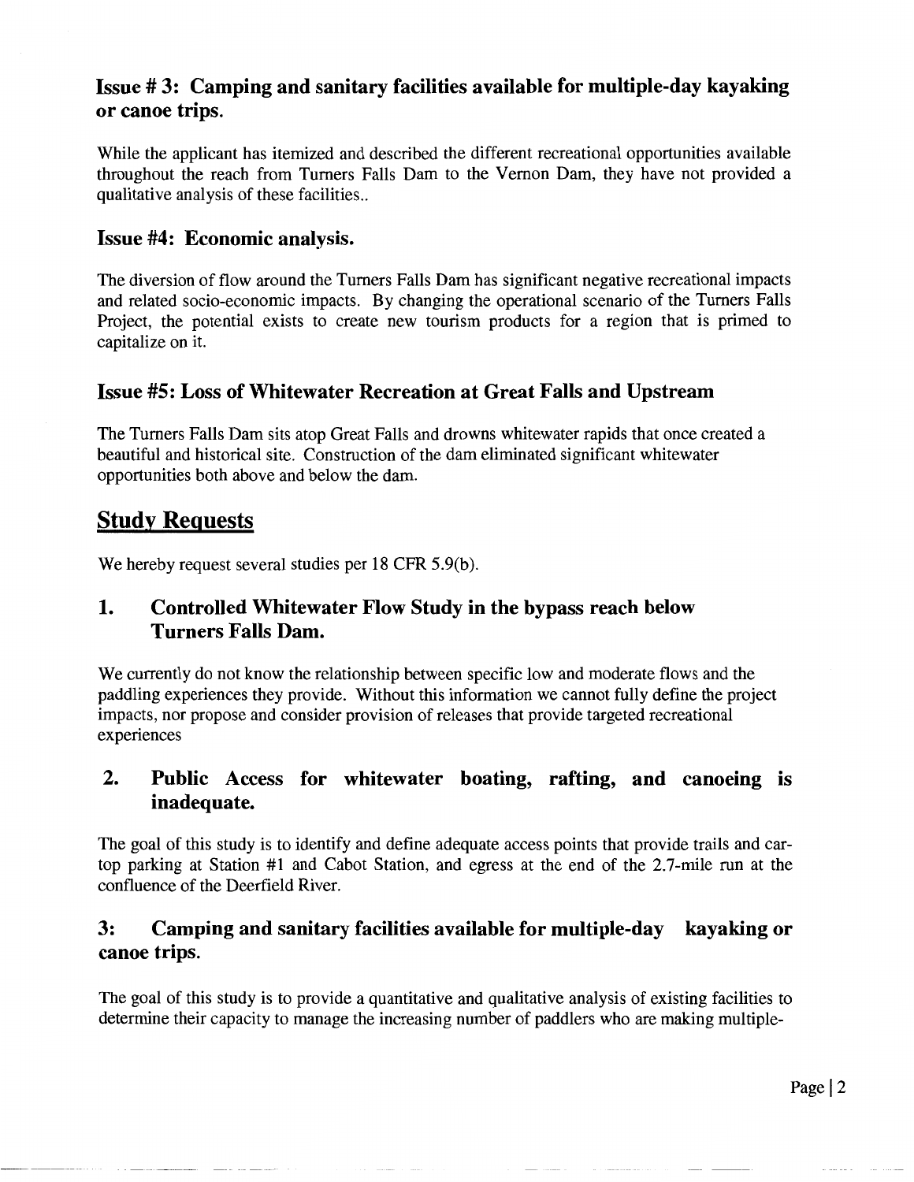### Issue # 3: Camping and sanitary facilities available for multiple-day kayaking or canoe trips.

While the applicant has itemized and described the different recreational opportunities available throughout the reach from Turners Falls Dam to the Vernon Dam, they have not provided a qualitative analysis of these facilities..

### Issue #4: Economic analysis.

The diversion of flow around the Turners Falls Dam has significant negative recreational impacts and related socio-economic impacts. By changing the operational scenario of the Turners Falls Project, the potential exists to create new tourism products for a region that is primed to capitalize on it.

### Issue #5: Loss of Whitewater Recreation at Great Falls and Upstream

The Turners Falls Dam sits atop Great Falls and drowns whitewater rapids that once created a beautiful and historical site. Construction of the dam eliminated significant whitewater opportunities both above and below the dam.

## Study Requests

We hereby request several studies per 18 CFR 5.9(b).

### 1. Controlled Whitewater Flow Study in the bypass reach below Turners Falls Dam.

We currently do not know the relationship between specific low and moderate flows and the paddling experiences they provide. Without this information we cannot fully define the project impacts, nor propose and consider provision of releases that provide targeted recreational experiences

### 2. Public Access for whitewater boating, rafting, and canoeing is inadequate.

The goal of this study is to identify and define adequate access points that provide trails and car-top parking at Station #1 and Cabot Station, and egress at the end of the 2.7-mile run at the confluence of the Deerfield River.

### 3: Camping and sanitary facilities available for multiple-day kayaking or canoe trips.

The goal of this study is to provide a quantitative and qualitative analysis of existing facilities to determine their capacity to manage the increasing number of paddlers who are making multiple-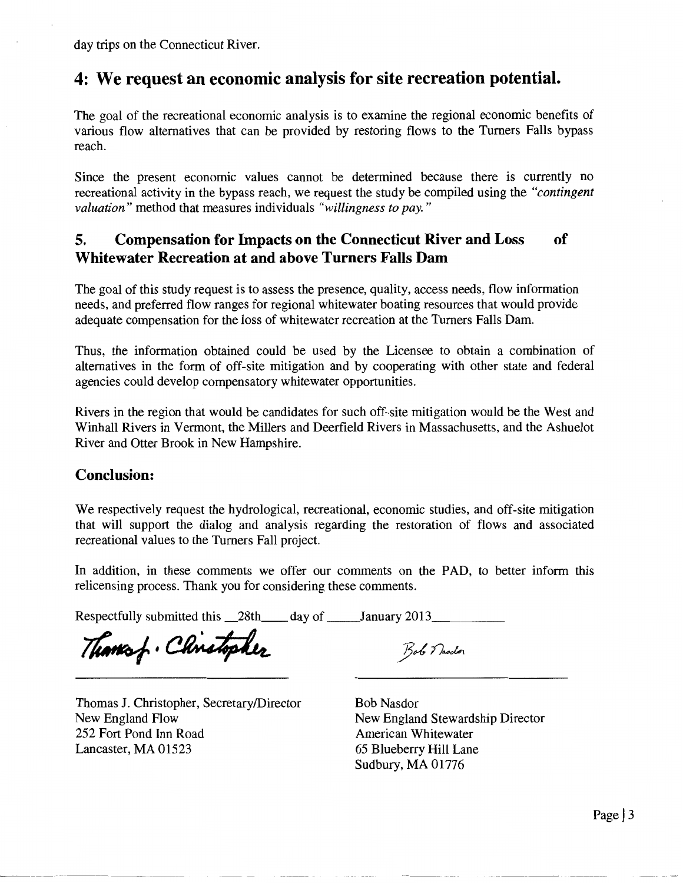day trips on the Connecticut River.

## 4: We request an economic analysis for site recreation potential.

The goal of the recreational economic analysis is to examine the regional economic benefits of various flow alternatives that can be provided by restoring flows to the Turners Falls bypass reach.

Since the present economic values cannot be determined because there is currently no recreational activity in the bypass reach, we request the study be compiled using the *"contingent valuation"* method that measures individuals *"willingness to pay."*

### 5. Compensation for Impacts on the Connecticut River and Loss of Whitewater Recreation at and above Turners Falls Dam

The goal of this study request is to assess the presence, quality, access needs, flow information needs, and preferred flow ranges for regional whitewater boating resources that would provide adequate compensation for the loss of whitewater recreation at the Turners Falls Dam.

Thus, the information obtained could be used by the Licensee to obtain a combination of alternatives in the form of off-site mitigation and by cooperating with other state and federal agencies could develop compensatory whitewater opportunities.

Rivers in the region that would be candidates for such off-site mitigation would be the West and Winhall Rivers in Vermont, the Millers and Deerfield Rivers in Massachusetts, and the Ashuelot River and Otter Brook in New Hampshire.

### Conclusion:

We respectively request the hydrological, recreational, economic studies, and off-site mitigation that will support the dialog and analysis regarding the restoration of flows and associated recreational values to the Turners Fall project.

In addition, in these comments we offer our comments on the PAD, to better inform this relicensing process. Thank you for considering these comments.

Respectfully submitted this __28th____ day of _____January 2013___________

Thomas J. Christopher, Secretary/Director
New England Flow
252 Fort Pond Inn Road
Lancaster, MA 01523

Bob Nasdor
New England Stewardship Director
American Whitewater
65 Blueberry Hill Lane
Sudbury, MA 01776